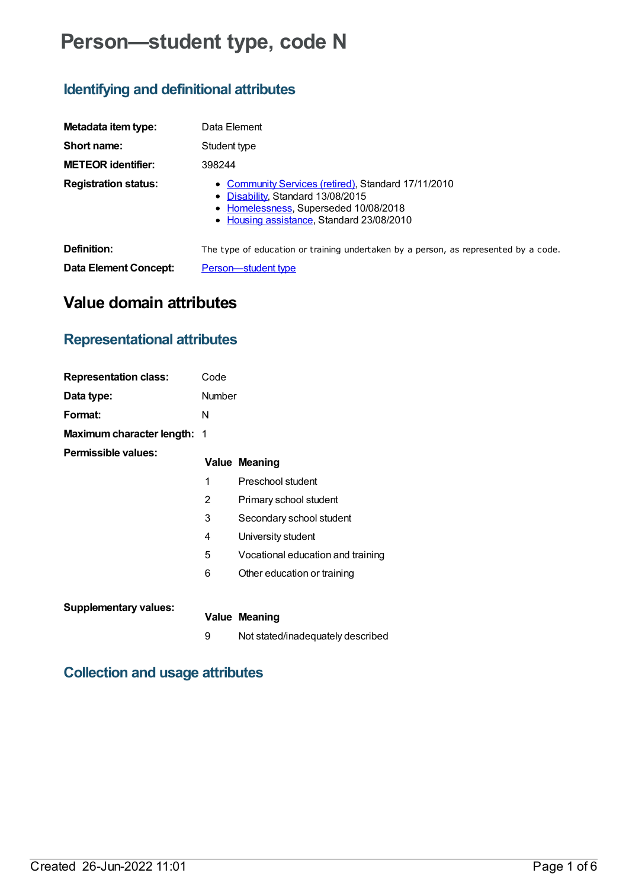# Person—student type, code N

## Identifying and definitional attributes

| | |
|---|---|
| **Metadata item type:** | Data Element |
| **Short name:** | Student type |
| **METEOR identifier:** | 398244 |
| **Registration status:** | • Community Services (retired), Standard 17/11/2010<br>• Disability, Standard 13/08/2015<br>• Homelessness, Superseded 10/08/2018<br>• Housing assistance, Standard 23/08/2010 |
| **Definition:** | The type of education or training undertaken by a person, as represented by a code. |
| **Data Element Concept:** | Person—student type |

# Value domain attributes

## Representational attributes

| | |
|---|---|
| **Representation class:** | Code |
| **Data type:** | Number |
| **Format:** | N |
| **Maximum character length:** | 1 |

**Permissible values:**

| Value | Meaning |
|---|---|
| 1 | Preschool student |
| 2 | Primary school student |
| 3 | Secondary school student |
| 4 | University student |
| 5 | Vocational education and training |
| 6 | Other education or training |

**Supplementary values:**

| Value | Meaning |
|---|---|
| 9 | Not stated/inadequately described |

## Collection and usage attributes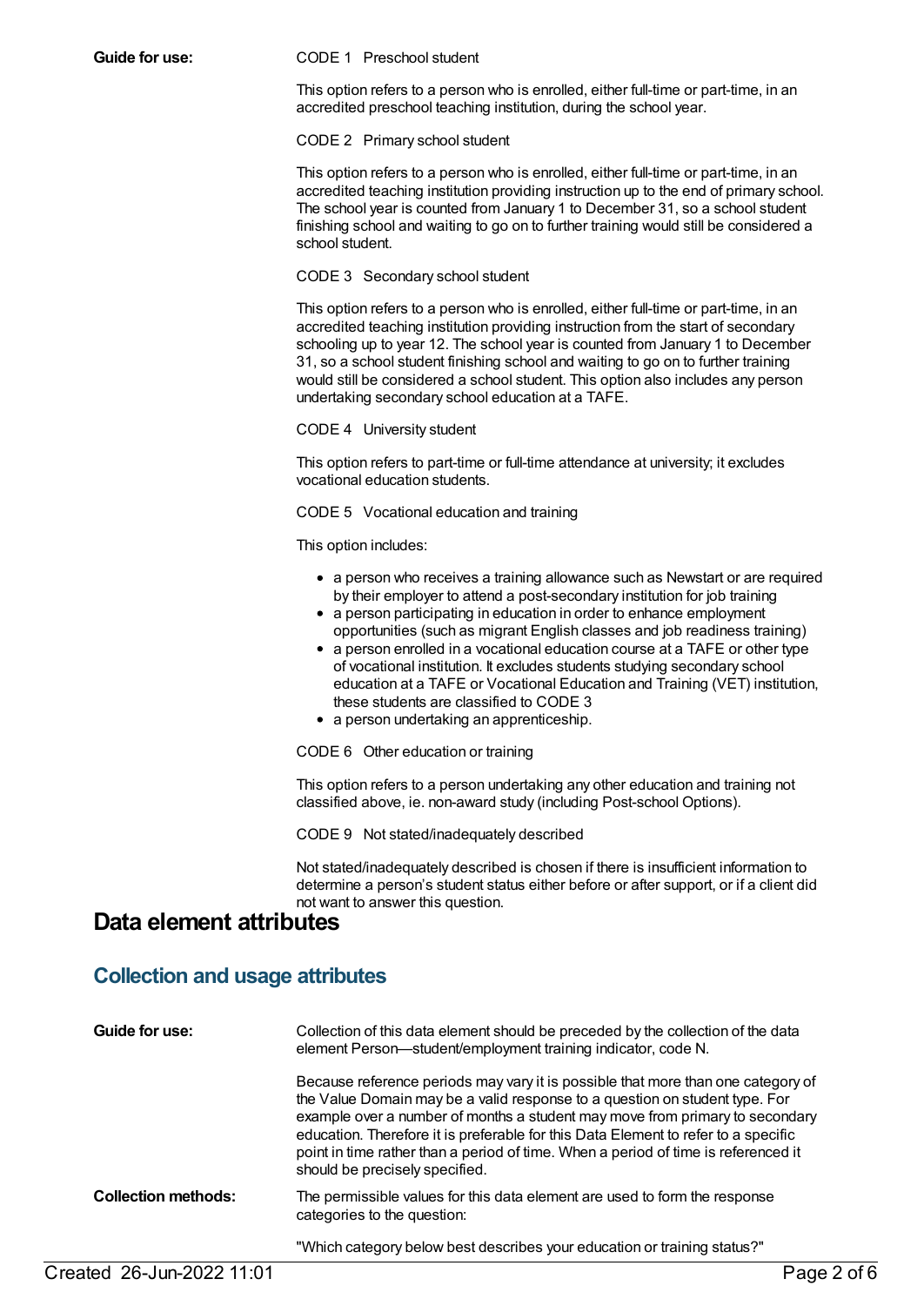**Guide for use:**

CODE 1 Preschool student

This option refers to a person who is enrolled, either full-time or part-time, in an accredited preschool teaching institution, during the school year.

CODE 2 Primary school student

This option refers to a person who is enrolled, either full-time or part-time, in an accredited teaching institution providing instruction up to the end of primary school. The school year is counted from January 1 to December 31, so a school student finishing school and waiting to go on to further training would still be considered a school student.

CODE 3 Secondary school student

This option refers to a person who is enrolled, either full-time or part-time, in an accredited teaching institution providing instruction from the start of secondary schooling up to year 12. The school year is counted from January 1 to December 31, so a school student finishing school and waiting to go on to further training would still be considered a school student. This option also includes any person undertaking secondary school education at a TAFE.

CODE 4 University student

This option refers to part-time or full-time attendance at university; it excludes vocational education students.

CODE 5 Vocational education and training

This option includes:

- a person who receives a training allowance such as Newstart or are required by their employer to attend a post-secondary institution for job training
- a person participating in education in order to enhance employment opportunities (such as migrant English classes and job readiness training)
- a person enrolled in a vocational education course at a TAFE or other type of vocational institution. It excludes students studying secondary school education at a TAFE or Vocational Education and Training (VET) institution, these students are classified to CODE 3
- a person undertaking an apprenticeship.

CODE 6 Other education or training

This option refers to a person undertaking any other education and training not classified above, ie. non-award study (including Post-school Options).

CODE 9 Not stated/inadequately described

Not stated/inadequately described is chosen if there is insufficient information to determine a person's student status either before or after support, or if a client did not want to answer this question.

# Data element attributes

## Collection and usage attributes

**Guide for use:**

Collection of this data element should be preceded by the collection of the data element Person—student/employment training indicator, code N.

Because reference periods may vary it is possible that more than one category of the Value Domain may be a valid response to a question on student type. For example over a number of months a student may move from primary to secondary education. Therefore it is preferable for this Data Element to refer to a specific point in time rather than a period of time. When a period of time is referenced it should be precisely specified.

**Collection methods:**

The permissible values for this data element are used to form the response categories to the question:

"Which category below best describes your education or training status?"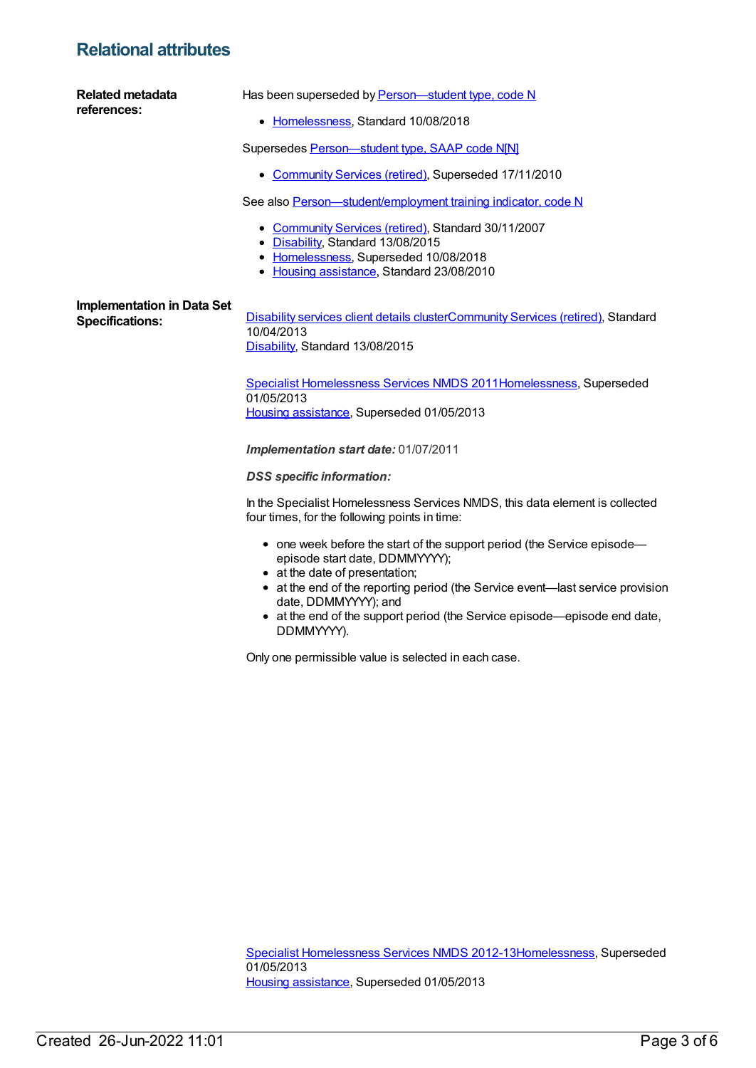## Relational attributes

**Related metadata references:**

Has been superseded by Person—student type, code N

- Homelessness, Standard 10/08/2018

Supersedes Person—student type, SAAP code N[N]

- Community Services (retired), Superseded 17/11/2010

See also Person—student/employment training indicator, code N

- Community Services (retired), Standard 30/11/2007
- Disability, Standard 13/08/2015
- Homelessness, Superseded 10/08/2018
- Housing assistance, Standard 23/08/2010

**Implementation in Data Set Specifications:**

Disability services client details clusterCommunity Services (retired), Standard 10/04/2013
Disability, Standard 13/08/2015

Specialist Homelessness Services NMDS 2011Homelessness, Superseded 01/05/2013
Housing assistance, Superseded 01/05/2013

***Implementation start date:*** 01/07/2011

***DSS specific information:***

In the Specialist Homelessness Services NMDS, this data element is collected four times, for the following points in time:

- one week before the start of the support period (the Service episode—episode start date, DDMMYYYY);
- at the date of presentation;
- at the end of the reporting period (the Service event—last service provision date, DDMMYYYY); and
- at the end of the support period (the Service episode—episode end date, DDMMYYYY).

Only one permissible value is selected in each case.

Specialist Homelessness Services NMDS 2012-13Homelessness, Superseded 01/05/2013
Housing assistance, Superseded 01/05/2013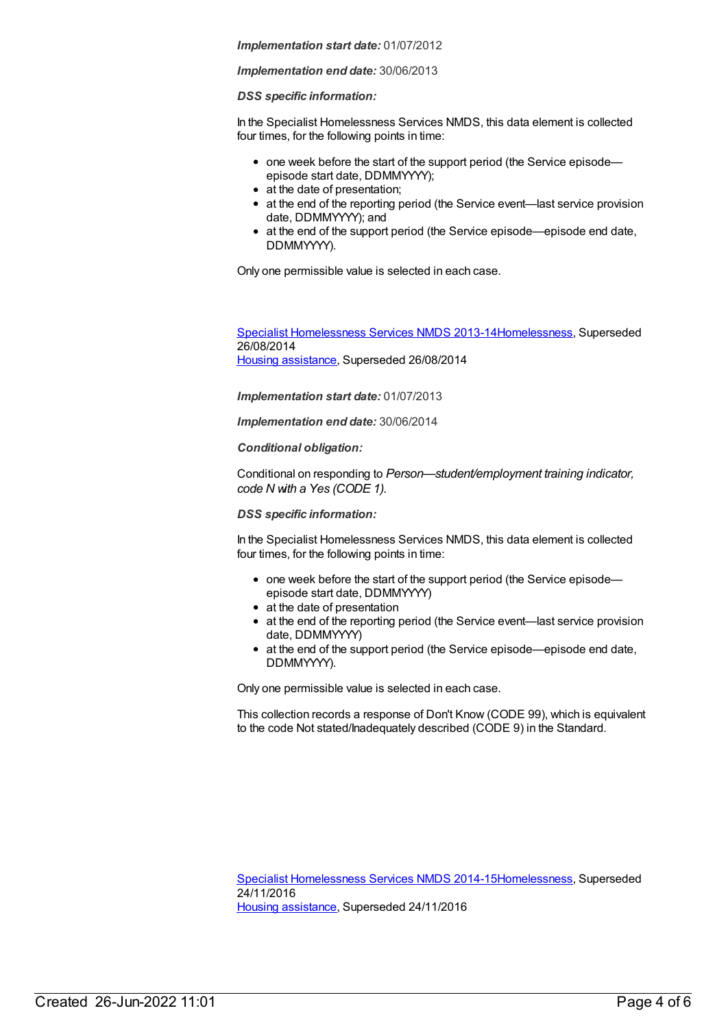***Implementation start date:*** 01/07/2012

***Implementation end date:*** 30/06/2013

***DSS specific information:***

In the Specialist Homelessness Services NMDS, this data element is collected four times, for the following points in time:

- one week before the start of the support period (the Service episode—episode start date, DDMMYYYY);
- at the date of presentation;
- at the end of the reporting period (the Service event—last service provision date, DDMMYYYY); and
- at the end of the support period (the Service episode—episode end date, DDMMYYYY).

Only one permissible value is selected in each case.

[Specialist Homelessness Services NMDS 2013-14](#)[Homelessness](#), Superseded 26/08/2014
[Housing assistance](#), Superseded 26/08/2014

***Implementation start date:*** 01/07/2013

***Implementation end date:*** 30/06/2014

***Conditional obligation:***

Conditional on responding to *Person—student/employment training indicator, code N with a Yes (CODE 1).*

***DSS specific information:***

In the Specialist Homelessness Services NMDS, this data element is collected four times, for the following points in time:

- one week before the start of the support period (the Service episode—episode start date, DDMMYYYY)
- at the date of presentation
- at the end of the reporting period (the Service event—last service provision date, DDMMYYYY)
- at the end of the support period (the Service episode—episode end date, DDMMYYYY).

Only one permissible value is selected in each case.

This collection records a response of Don't Know (CODE 99), which is equivalent to the code Not stated/Inadequately described (CODE 9) in the Standard.

[Specialist Homelessness Services NMDS 2014-15](#)[Homelessness](#), Superseded 24/11/2016
[Housing assistance](#), Superseded 24/11/2016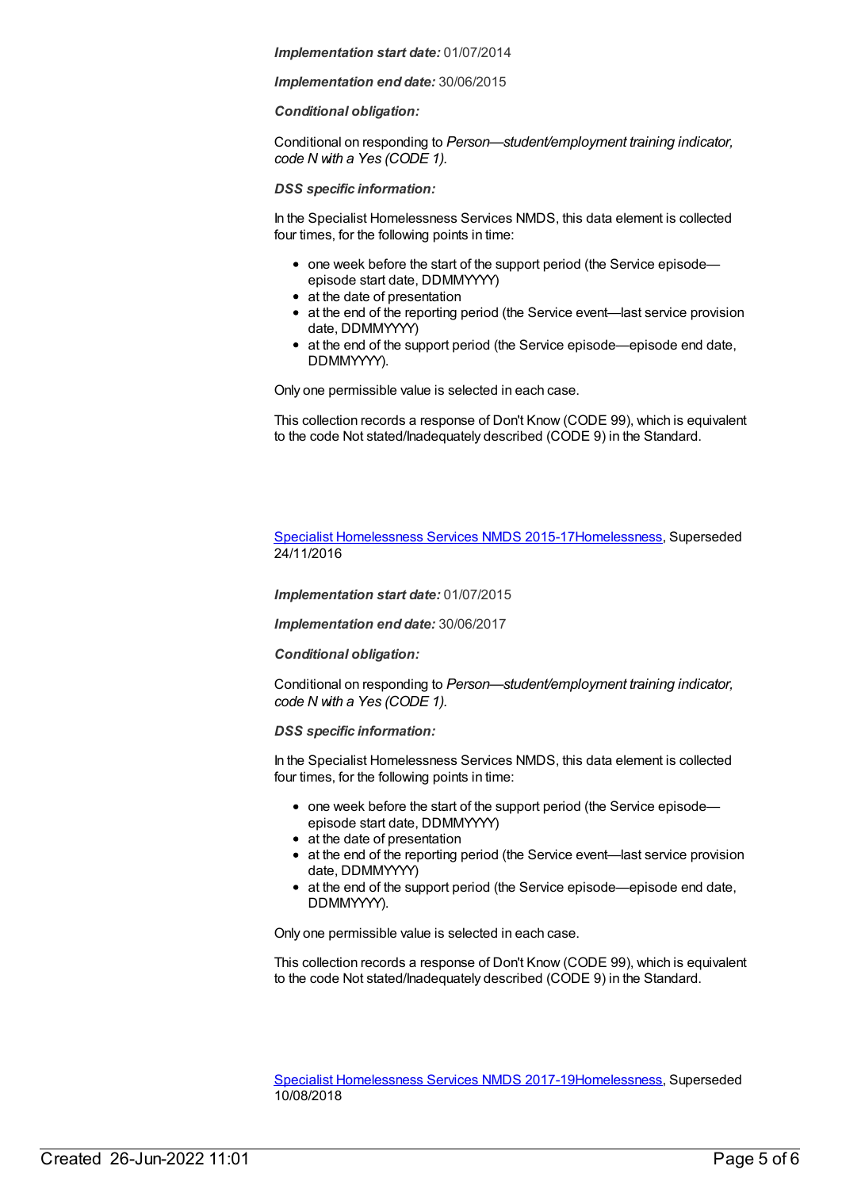***Implementation start date:*** 01/07/2014

***Implementation end date:*** 30/06/2015

***Conditional obligation:***

Conditional on responding to *Person—student/employment training indicator, code N with a Yes (CODE 1).*

***DSS specific information:***

In the Specialist Homelessness Services NMDS, this data element is collected four times, for the following points in time:

- one week before the start of the support period (the Service episode—episode start date, DDMMYYYY)
- at the date of presentation
- at the end of the reporting period (the Service event—last service provision date, DDMMYYYY)
- at the end of the support period (the Service episode—episode end date, DDMMYYYY).

Only one permissible value is selected in each case.

This collection records a response of Don't Know (CODE 99), which is equivalent to the code Not stated/Inadequately described (CODE 9) in the Standard.

Specialist Homelessness Services NMDS 2015-17Homelessness, Superseded 24/11/2016

***Implementation start date:*** 01/07/2015

***Implementation end date:*** 30/06/2017

***Conditional obligation:***

Conditional on responding to *Person—student/employment training indicator, code N with a Yes (CODE 1).*

***DSS specific information:***

In the Specialist Homelessness Services NMDS, this data element is collected four times, for the following points in time:

- one week before the start of the support period (the Service episode—episode start date, DDMMYYYY)
- at the date of presentation
- at the end of the reporting period (the Service event—last service provision date, DDMMYYYY)
- at the end of the support period (the Service episode—episode end date, DDMMYYYY).

Only one permissible value is selected in each case.

This collection records a response of Don't Know (CODE 99), which is equivalent to the code Not stated/Inadequately described (CODE 9) in the Standard.

Specialist Homelessness Services NMDS 2017-19Homelessness, Superseded 10/08/2018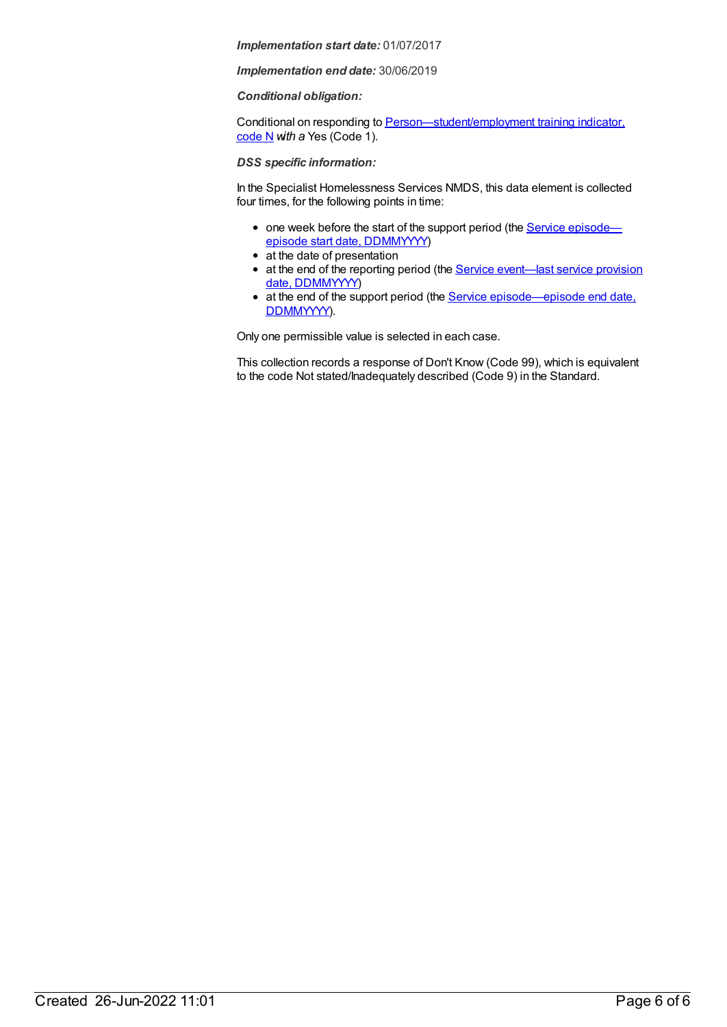*Implementation start date:* 01/07/2017

*Implementation end date:* 30/06/2019

*Conditional obligation:*

Conditional on responding to Person—student/employment training indicator, code N *with a* Yes (Code 1).

*DSS specific information:*

In the Specialist Homelessness Services NMDS, this data element is collected four times, for the following points in time:

- one week before the start of the support period (the Service episode—episode start date, DDMMYYYY)
- at the date of presentation
- at the end of the reporting period (the Service event—last service provision date, DDMMYYYY)
- at the end of the support period (the Service episode—episode end date, DDMMYYYY).

Only one permissible value is selected in each case.

This collection records a response of Don't Know (Code 99), which is equivalent to the code Not stated/Inadequately described (Code 9) in the Standard.